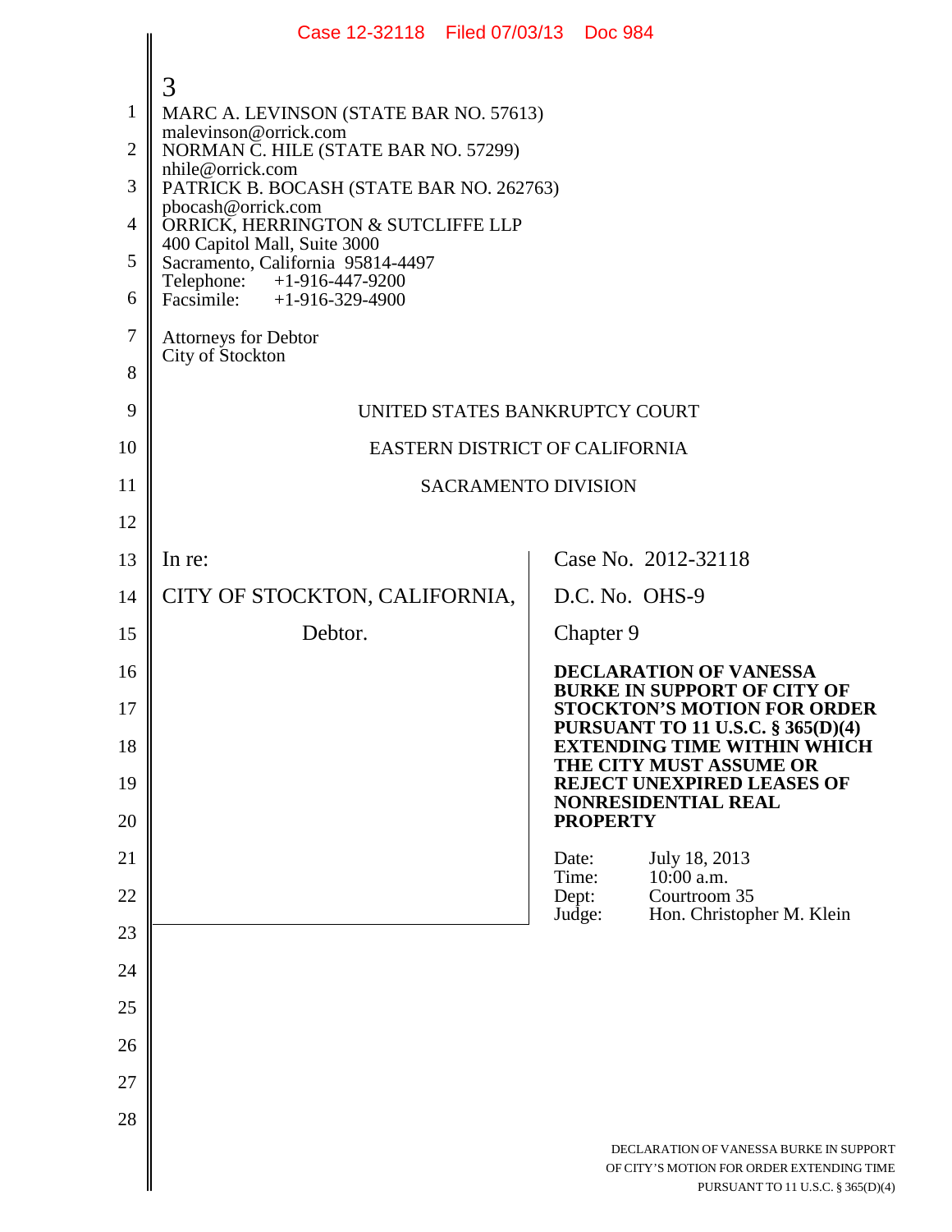3

MARC A. LEVINSON (STATE BAR NO. 57613)
malevinson@orrick.com
NORMAN C. HILE (STATE BAR NO. 57299)
nhile@orrick.com
PATRICK B. BOCASH (STATE BAR NO. 262763)
pbocash@orrick.com
ORRICK, HERRINGTON & SUTCLIFFE LLP
400 Capitol Mall, Suite 3000
Sacramento, California 95814-4497
Telephone: +1-916-447-9200
Facsimile: +1-916-329-4900

Attorneys for Debtor
City of Stockton

UNITED STATES BANKRUPTCY COURT

EASTERN DISTRICT OF CALIFORNIA

SACRAMENTO DIVISION

In re:

CITY OF STOCKTON, CALIFORNIA,

Debtor.

Case No. 2012-32118

D.C. No. OHS-9

Chapter 9

**DECLARATION OF VANESSA BURKE IN SUPPORT OF CITY OF STOCKTON'S MOTION FOR ORDER PURSUANT TO 11 U.S.C. § 365(D)(4) EXTENDING TIME WITHIN WHICH THE CITY MUST ASSUME OR REJECT UNEXPIRED LEASES OF NONRESIDENTIAL REAL PROPERTY**

Date: July 18, 2013
Time: 10:00 a.m.
Dept: Courtroom 35
Judge: Hon. Christopher M. Klein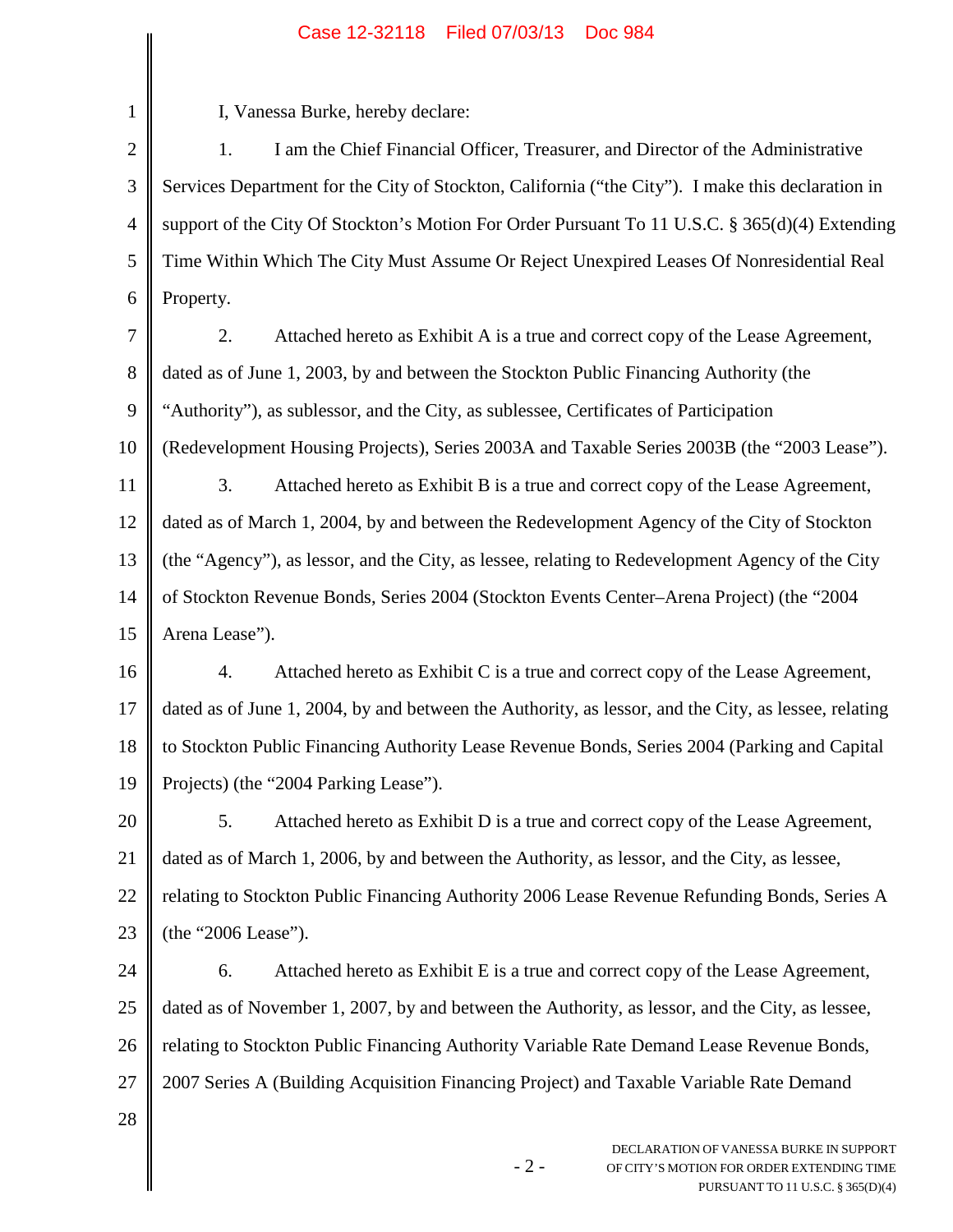I, Vanessa Burke, hereby declare:

1. I am the Chief Financial Officer, Treasurer, and Director of the Administrative Services Department for the City of Stockton, California ("the City"). I make this declaration in support of the City Of Stockton's Motion For Order Pursuant To 11 U.S.C. § 365(d)(4) Extending Time Within Which The City Must Assume Or Reject Unexpired Leases Of Nonresidential Real Property.

2. Attached hereto as Exhibit A is a true and correct copy of the Lease Agreement, dated as of June 1, 2003, by and between the Stockton Public Financing Authority (the "Authority"), as sublessor, and the City, as sublessee, Certificates of Participation (Redevelopment Housing Projects), Series 2003A and Taxable Series 2003B (the "2003 Lease").

3. Attached hereto as Exhibit B is a true and correct copy of the Lease Agreement, dated as of March 1, 2004, by and between the Redevelopment Agency of the City of Stockton (the "Agency"), as lessor, and the City, as lessee, relating to Redevelopment Agency of the City of Stockton Revenue Bonds, Series 2004 (Stockton Events Center–Arena Project) (the "2004 Arena Lease").

4. Attached hereto as Exhibit C is a true and correct copy of the Lease Agreement, dated as of June 1, 2004, by and between the Authority, as lessor, and the City, as lessee, relating to Stockton Public Financing Authority Lease Revenue Bonds, Series 2004 (Parking and Capital Projects) (the "2004 Parking Lease").

5. Attached hereto as Exhibit D is a true and correct copy of the Lease Agreement, dated as of March 1, 2006, by and between the Authority, as lessor, and the City, as lessee, relating to Stockton Public Financing Authority 2006 Lease Revenue Refunding Bonds, Series A (the "2006 Lease").

6. Attached hereto as Exhibit E is a true and correct copy of the Lease Agreement, dated as of November 1, 2007, by and between the Authority, as lessor, and the City, as lessee, relating to Stockton Public Financing Authority Variable Rate Demand Lease Revenue Bonds, 2007 Series A (Building Acquisition Financing Project) and Taxable Variable Rate Demand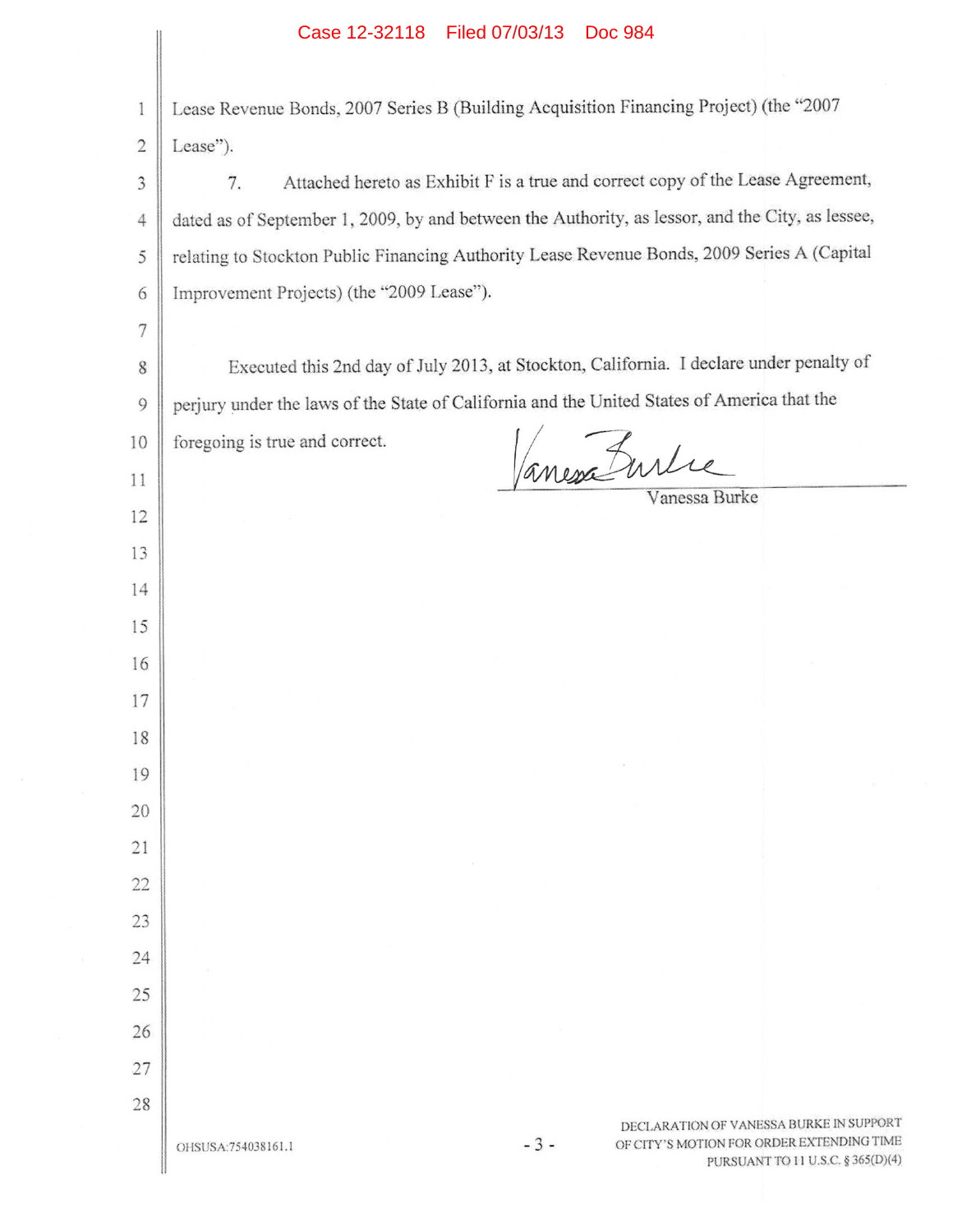Lease Revenue Bonds, 2007 Series B (Building Acquisition Financing Project) (the "2007 Lease").

7. Attached hereto as Exhibit F is a true and correct copy of the Lease Agreement, dated as of September 1, 2009, by and between the Authority, as lessor, and the City, as lessee, relating to Stockton Public Financing Authority Lease Revenue Bonds, 2009 Series A (Capital Improvement Projects) (the "2009 Lease").

Executed this 2nd day of July 2013, at Stockton, California. I declare under penalty of perjury under the laws of the State of California and the United States of America that the foregoing is true and correct.

Vanessa Burke

Vanessa Burke